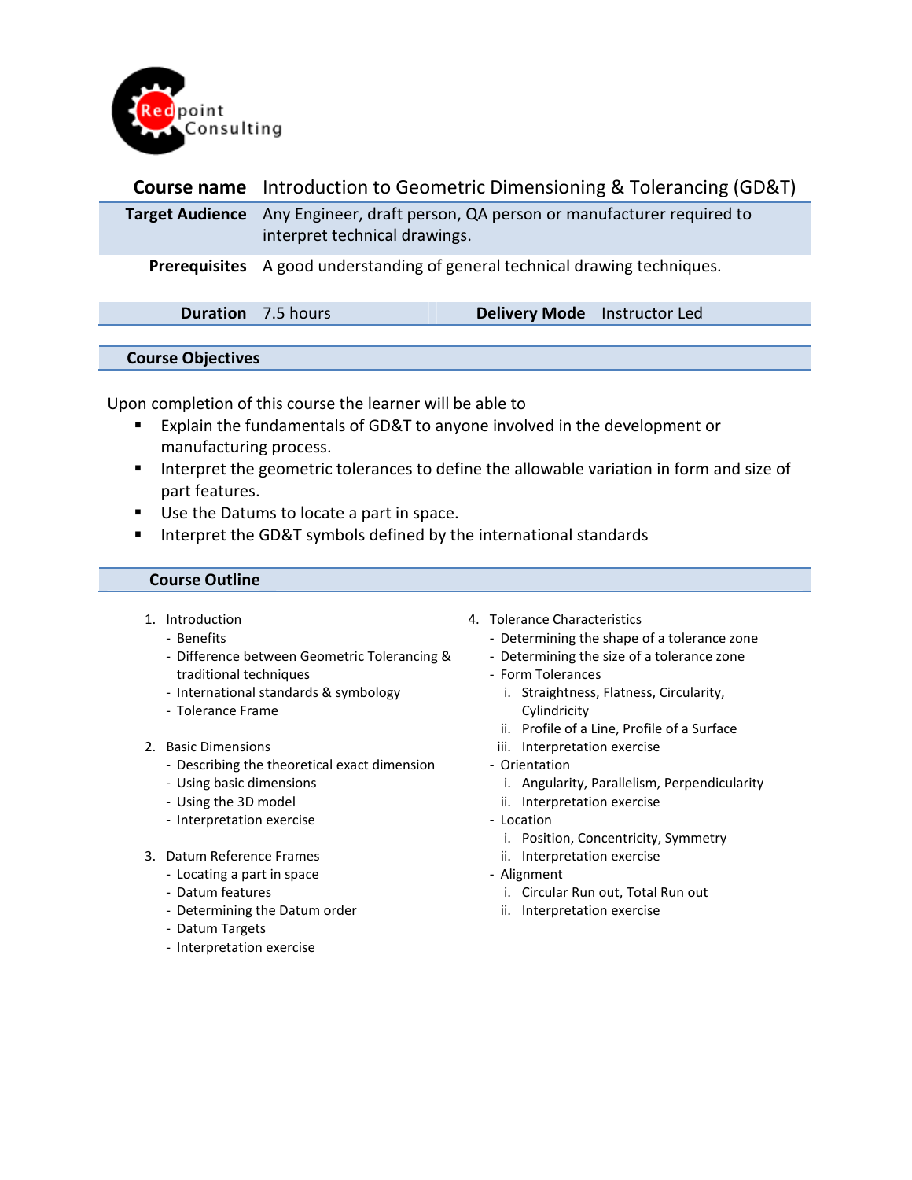Redpoint Consulting

| **Course name** | Introduction to Geometric Dimensioning & Tolerancing (GD&T) |
| --- | --- |
| **Target Audience** | Any Engineer, draft person, QA person or manufacturer required to interpret technical drawings. |
| **Prerequisites** | A good understanding of general technical drawing techniques. |

| **Duration** | 7.5 hours | **Delivery Mode** | Instructor Led |
| --- | --- | --- | --- |

## Course Objectives

Upon completion of this course the learner will be able to

- Explain the fundamentals of GD&T to anyone involved in the development or manufacturing process.
- Interpret the geometric tolerances to define the allowable variation in form and size of part features.
- Use the Datums to locate a part in space.
- Interpret the GD&T symbols defined by the international standards

## Course Outline

1. Introduction
   - Benefits
   - Difference between Geometric Tolerancing & traditional techniques
   - International standards & symbology
   - Tolerance Frame

2. Basic Dimensions
   - Describing the theoretical exact dimension
   - Using basic dimensions
   - Using the 3D model
   - Interpretation exercise

3. Datum Reference Frames
   - Locating a part in space
   - Datum features
   - Determining the Datum order
   - Datum Targets
   - Interpretation exercise

4. Tolerance Characteristics
   - Determining the shape of a tolerance zone
   - Determining the size of a tolerance zone
   - Form Tolerances
     - i. Straightness, Flatness, Circularity, Cylindricity
     - ii. Profile of a Line, Profile of a Surface
     - iii. Interpretation exercise
   - Orientation
     - i. Angularity, Parallelism, Perpendicularity
     - ii. Interpretation exercise
   - Location
     - i. Position, Concentricity, Symmetry
     - ii. Interpretation exercise
   - Alignment
     - i. Circular Run out, Total Run out
     - ii. Interpretation exercise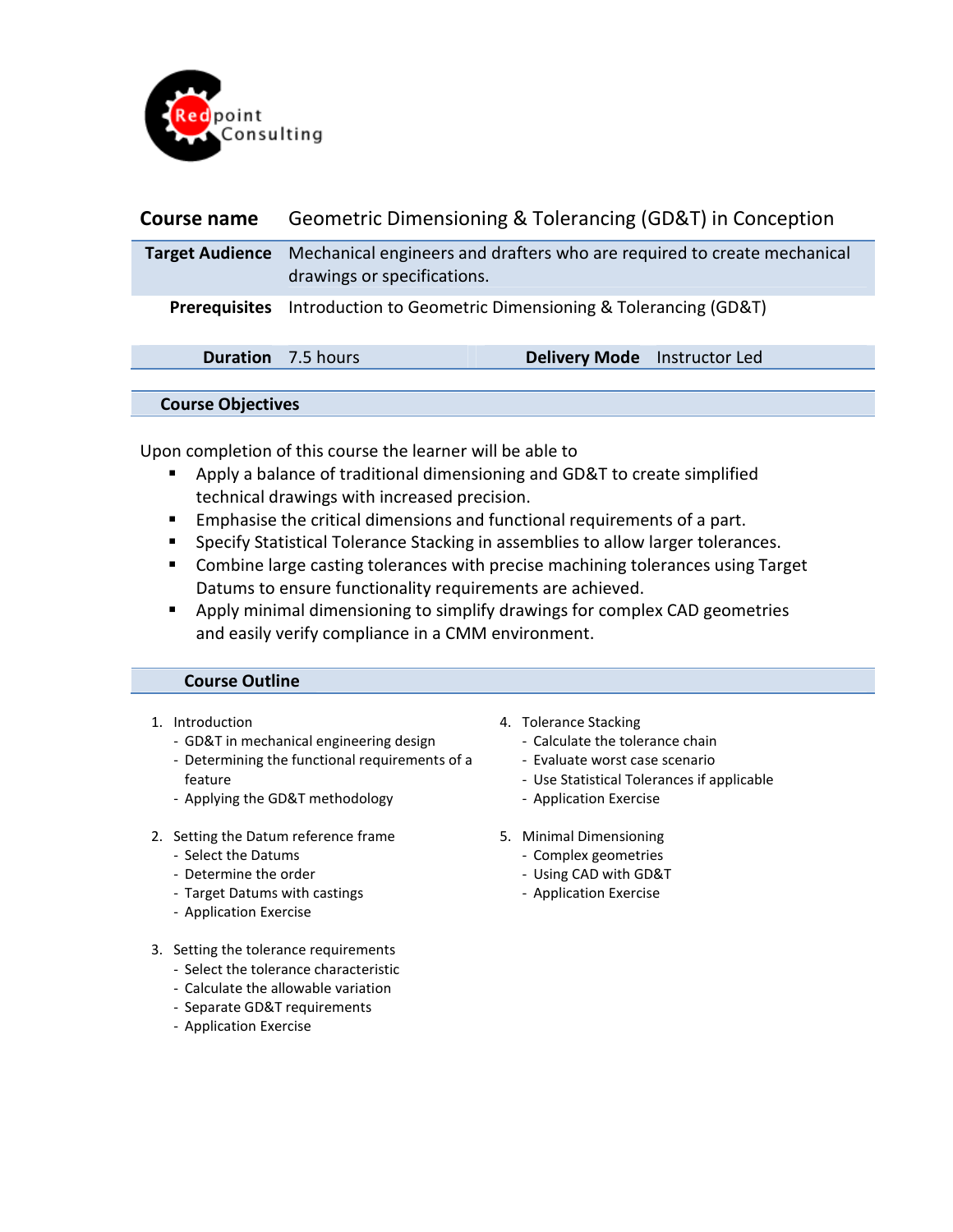Redpoint Consulting

| | |
|---|---|
| **Course name** | Geometric Dimensioning & Tolerancing (GD&T) in Conception |
| **Target Audience** | Mechanical engineers and drafters who are required to create mechanical drawings or specifications. |
| **Prerequisites** | Introduction to Geometric Dimensioning & Tolerancing (GD&T) |

| | | | |
|---|---|---|---|
| **Duration** | 7.5 hours | **Delivery Mode** | Instructor Led |

## Course Objectives

Upon completion of this course the learner will be able to

- Apply a balance of traditional dimensioning and GD&T to create simplified technical drawings with increased precision.
- Emphasise the critical dimensions and functional requirements of a part.
- Specify Statistical Tolerance Stacking in assemblies to allow larger tolerances.
- Combine large casting tolerances with precise machining tolerances using Target Datums to ensure functionality requirements are achieved.
- Apply minimal dimensioning to simplify drawings for complex CAD geometries and easily verify compliance in a CMM environment.

## Course Outline

1. Introduction
   - GD&T in mechanical engineering design
   - Determining the functional requirements of a feature
   - Applying the GD&T methodology

2. Setting the Datum reference frame
   - Select the Datums
   - Determine the order
   - Target Datums with castings
   - Application Exercise

3. Setting the tolerance requirements
   - Select the tolerance characteristic
   - Calculate the allowable variation
   - Separate GD&T requirements
   - Application Exercise

4. Tolerance Stacking
   - Calculate the tolerance chain
   - Evaluate worst case scenario
   - Use Statistical Tolerances if applicable
   - Application Exercise

5. Minimal Dimensioning
   - Complex geometries
   - Using CAD with GD&T
   - Application Exercise